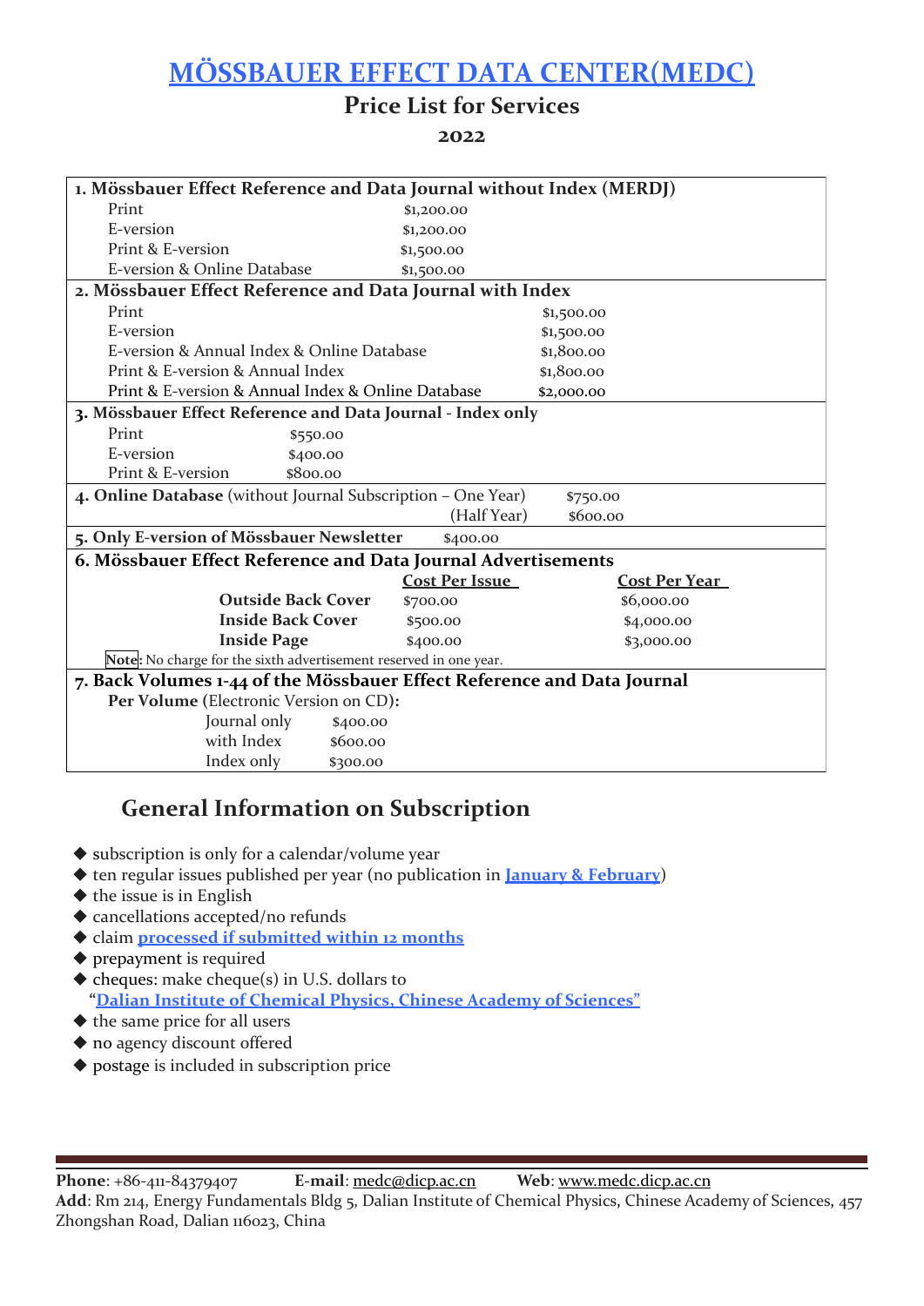# [MÖSSBAUER EFFECT DATA CENTER(MEDC)](#)

## Price List for Services

### 2022

**1. Mössbauer Effect Reference and Data Journal without Index (MERDJ)**

| Item | Price |
|---|---|
| Print | $1,200.00 |
| E-version | $1,200.00 |
| Print & E-version | $1,500.00 |
| E-version & Online Database | $1,500.00 |

**2. Mössbauer Effect Reference and Data Journal with Index**

| Item | Price |
|---|---|
| Print | $1,500.00 |
| E-version | $1,500.00 |
| E-version & Annual Index & Online Database | $1,800.00 |
| Print & E-version & Annual Index | $1,800.00 |
| Print & E-version & Annual Index & Online Database | **$2,000.00** |

**3. Mössbauer Effect Reference and Data Journal - Index only**

| Item | Price |
|---|---|
| Print | $550.00 |
| E-version | $400.00 |
| Print & E-version | $800.00 |

**4. Online Database** (without Journal Subscription – One Year) $750.00
(Half Year) $600.00

**5. Only E-version of Mössbauer Newsletter** $400.00

**6. Mössbauer Effect Reference and Data Journal Advertisements**

| | Cost Per Issue | Cost Per Year |
|---|---|---|
| **Outside Back Cover** | $700.00 | $6,000.00 |
| **Inside Back Cover** | $500.00 | $4,000.00 |
| **Inside Page** | $400.00 | $3,000.00 |

**Note**: No charge for the sixth advertisement reserved in one year.

**7. Back Volumes 1-44 of the Mössbauer Effect Reference and Data Journal**

**Per Volume** (Electronic Version on CD)**:**

| Item | Price |
|---|---|
| Journal only | $400.00 |
| with Index | $600.00 |
| Index only | $300.00 |

## General Information on Subscription

- subscription is only for a calendar/volume year
- ten regular issues published per year (no publication in **January & February**)
- the issue is in English
- cancellations accepted/no refunds
- claim **processed if submitted within 12 months**
- prepayment is required
- cheques: make cheque(s) in U.S. dollars to "**Dalian Institute of Chemical Physics, Chinese Academy of Sciences"**
- the same price for all users
- no agency discount offered
- postage is included in subscription price

**Phone**: +86-411-84379407 **E-mail**: medc@dicp.ac.cn **Web**: www.medc.dicp.ac.cn
**Add**: Rm 214, Energy Fundamentals Bldg 5, Dalian Institute of Chemical Physics, Chinese Academy of Sciences, 457 Zhongshan Road, Dalian 116023, China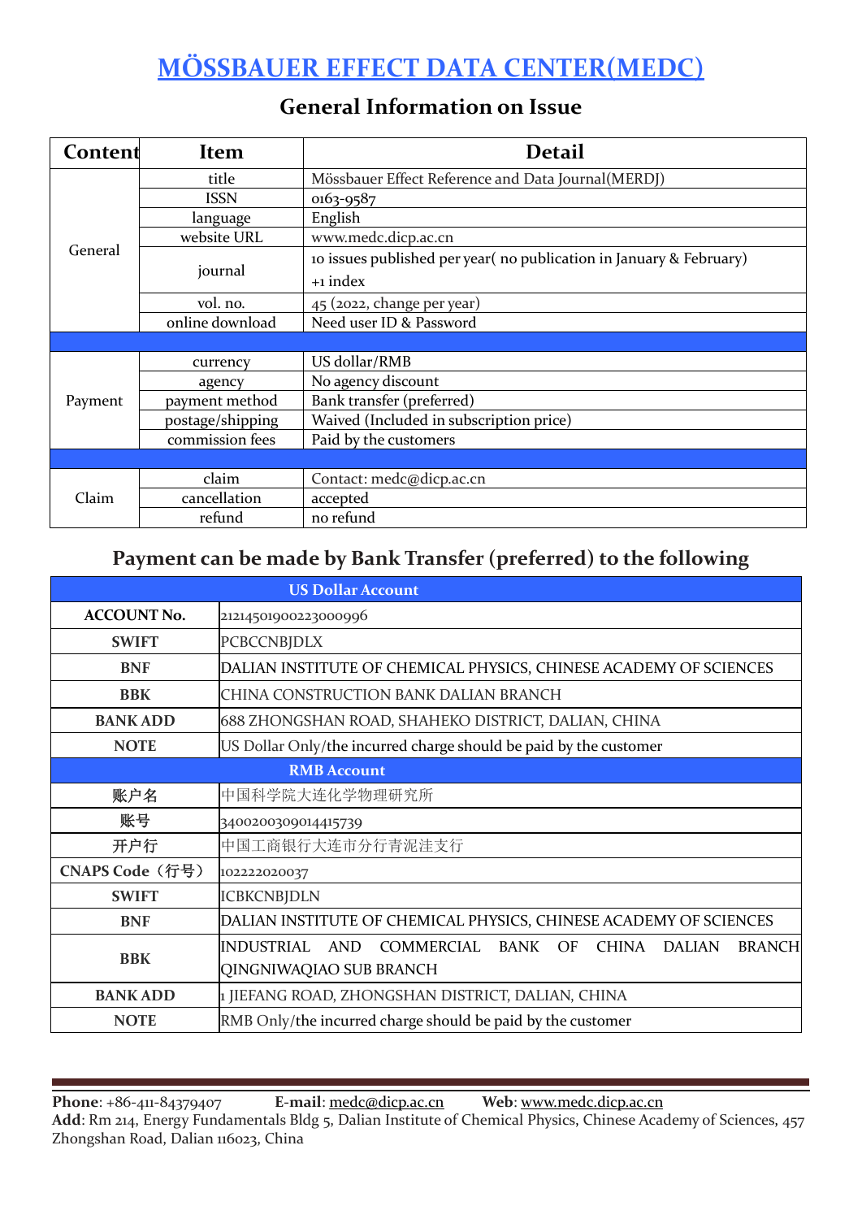# MÖSSBAUER EFFECT DATA CENTER(MEDC)

## General Information on Issue

| Content | Item | Detail |
|---|---|---|
| General | title | Mössbauer Effect Reference and Data Journal(MERDJ) |
| | ISSN | 0163-9587 |
| | language | English |
| | website URL | www.medc.dicp.ac.cn |
| | journal | 10 issues published per year( no publication in January & February) +1 index |
| | vol. no. | 45 (2022, change per year) |
| | online download | Need user ID & Password |
| | | |
| Payment | currency | US dollar/RMB |
| | agency | No agency discount |
| | payment method | Bank transfer (preferred) |
| | postage/shipping | Waived (Included in subscription price) |
| | commission fees | Paid by the customers |
| | | |
| Claim | claim | Contact: medc@dicp.ac.cn |
| | cancellation | accepted |
| | refund | no refund |

## Payment can be made by Bank Transfer (preferred) to the following

| | |
|---|---|
| **US Dollar Account** | |
| **ACCOUNT No.** | 21214501900223000996 |
| **SWIFT** | PCBCCNBJDLX |
| **BNF** | DALIAN INSTITUTE OF CHEMICAL PHYSICS, CHINESE ACADEMY OF SCIENCES |
| **BBK** | CHINA CONSTRUCTION BANK DALIAN BRANCH |
| **BANK ADD** | 688 ZHONGSHAN ROAD, SHAHEKO DISTRICT, DALIAN, CHINA |
| **NOTE** | US Dollar Only/the incurred charge should be paid by the customer |
| **RMB Account** | |
| **账户名** | 中国科学院大连化学物理研究所 |
| **账号** | 3400200309014415739 |
| **开户行** | 中国工商银行大连市分行青泥洼支行 |
| **CNAPS Code（行号）** | 102222020037 |
| **SWIFT** | ICBKCNBJDLN |
| **BNF** | DALIAN INSTITUTE OF CHEMICAL PHYSICS, CHINESE ACADEMY OF SCIENCES |
| **BBK** | INDUSTRIAL AND COMMERCIAL BANK OF CHINA DALIAN BRANCH QINGNIWAQIAO SUB BRANCH |
| **BANK ADD** | 1 JIEFANG ROAD, ZHONGSHAN DISTRICT, DALIAN, CHINA |
| **NOTE** | RMB Only/the incurred charge should be paid by the customer |

**Phone**: +86-411-84379407 **E-mail**: medc@dicp.ac.cn **Web**: www.medc.dicp.ac.cn
**Add**: Rm 214, Energy Fundamentals Bldg 5, Dalian Institute of Chemical Physics, Chinese Academy of Sciences, 457 Zhongshan Road, Dalian 116023, China